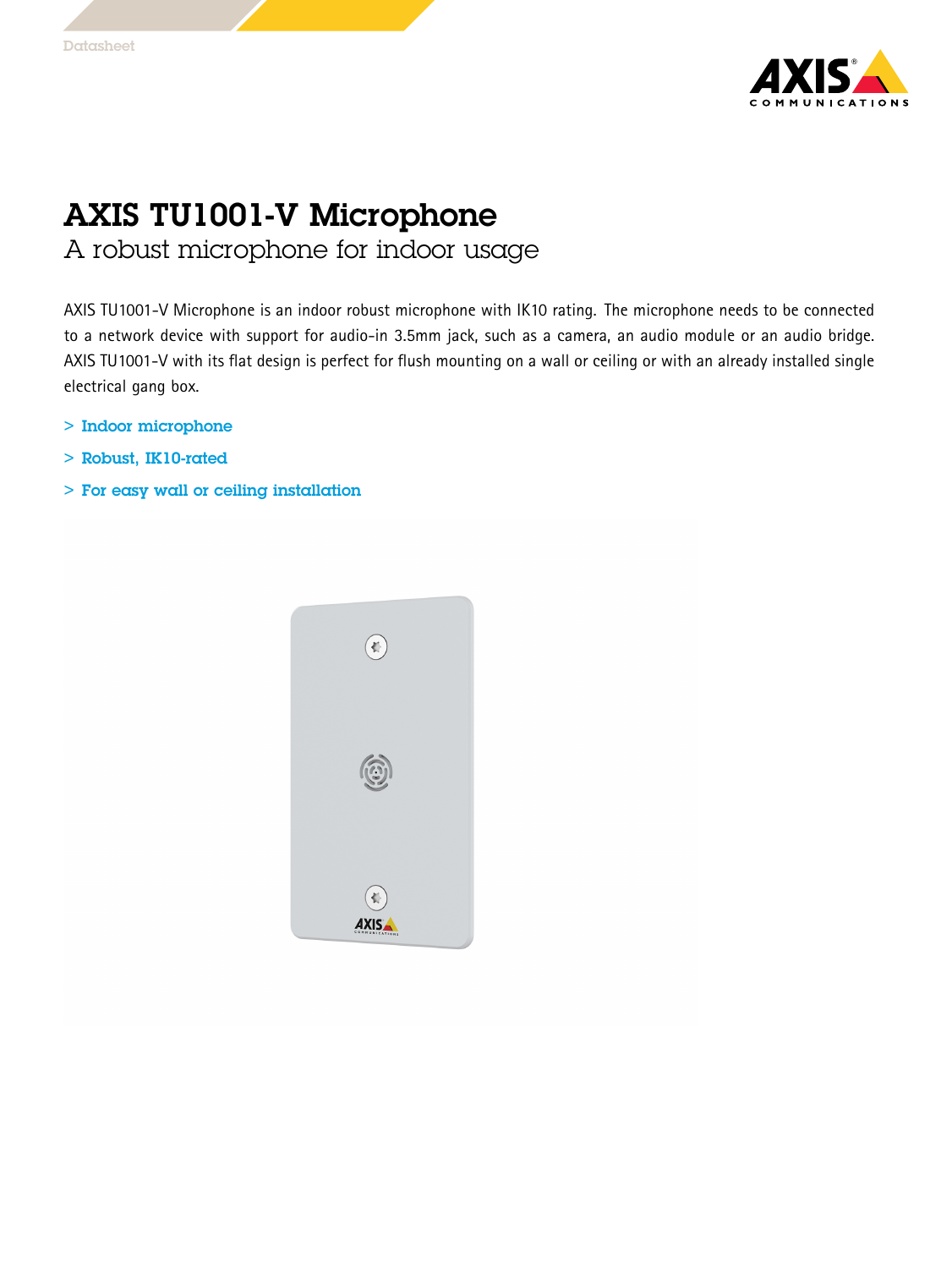# AXIS TU1001-V Microphone

## A robust microphone for indoor usage

AXIS TU1001-V Microphone is an indoor robust microphone with IK10 rating. The microphone needs to be connected to a network device with support for audio-in 3.5mm jack, such as a camera, an audio module or an audio bridge. AXIS TU1001-V with its flat design is perfect for flush mounting on a wall or ceiling or with an already installed single electrical gang box.

- Indoor microphone
- Robust, IK10-rated
- For easy wall or ceiling installation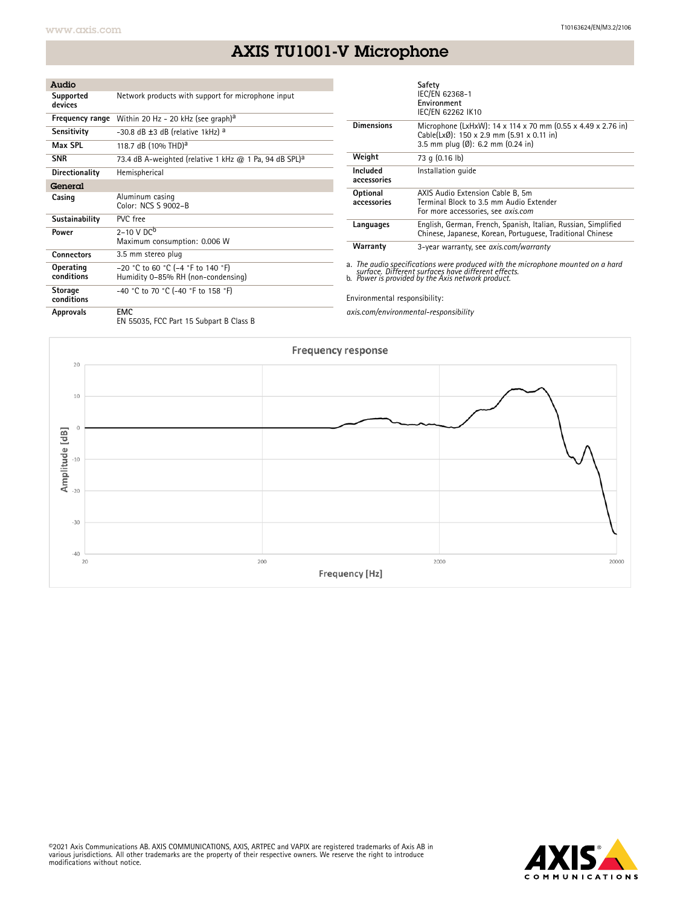# AXIS TU1001-V Microphone

## Audio

| | |
|---|---|
| **Supported devices** | Network products with support for microphone input |
| **Frequency range** | Within 20 Hz - 20 kHz (see graph)[a] |
| **Sensitivity** | -30.8 dB ±3 dB (relative 1kHz) [a] |
| **Max SPL** | 118.7 dB (10% THD)[a] |
| **SNR** | 73.4 dB A-weighted (relative 1 kHz @ 1 Pa, 94 dB SPL)[a] |
| **Directionality** | Hemispherical |

## General

| | |
|---|---|
| **Casing** | Aluminum casing<br>Color: NCS S 9002-B |
| **Sustainability** | PVC free |
| **Power** | 2–10 V DC[b]<br>Maximum consumption: 0.006 W |
| **Connectors** | 3.5 mm stereo plug |
| **Operating conditions** | -20 °C to 60 °C (-4 °F to 140 °F)<br>Humidity 0–85% RH (non-condensing) |
| **Storage conditions** | -40 °C to 70 °C (-40 °F to 158 °F) |
| **Approvals** | **EMC**<br>EN 55035, FCC Part 15 Subpart B Class B<br>**Safety**<br>IEC/EN 62368-1<br>**Environment**<br>IEC/EN 62262 IK10 |
| **Dimensions** | Microphone (LxHxW): 14 x 114 x 70 mm (0.55 x 4.49 x 2.76 in)<br>Cable(LxØ): 150 x 2.9 mm (5.91 x 0.11 in)<br>3.5 mm plug (Ø): 6.2 mm (0.24 in) |
| **Weight** | 73 g (0.16 lb) |
| **Included accessories** | Installation guide |
| **Optional accessories** | AXIS Audio Extension Cable B, 5m<br>Terminal Block to 3.5 mm Audio Extender<br>For more accessories, see *axis.com* |
| **Languages** | English, German, French, Spanish, Italian, Russian, Simplified Chinese, Japanese, Korean, Portuguese, Traditional Chinese |
| **Warranty** | 3-year warranty, see *axis.com/warranty* |

a. *The audio specifications were produced with the microphone mounted on a hard surface. Different surfaces have different effects.*
b. *Power is provided by the Axis network product.*

Environmental responsibility:

*axis.com/environmental-responsibility*

Frequency response

Amplitude [dB]

20
10
0
-10
-20
-30
-40

20
200
2000
20000

Frequency [Hz]

©2021 Axis Communications AB. AXIS COMMUNICATIONS, AXIS, ARTPEC and VAPIX are registered trademarks of Axis AB in various jurisdictions. All other trademarks are the property of their respective owners. We reserve the right to introduce modifications without notice.